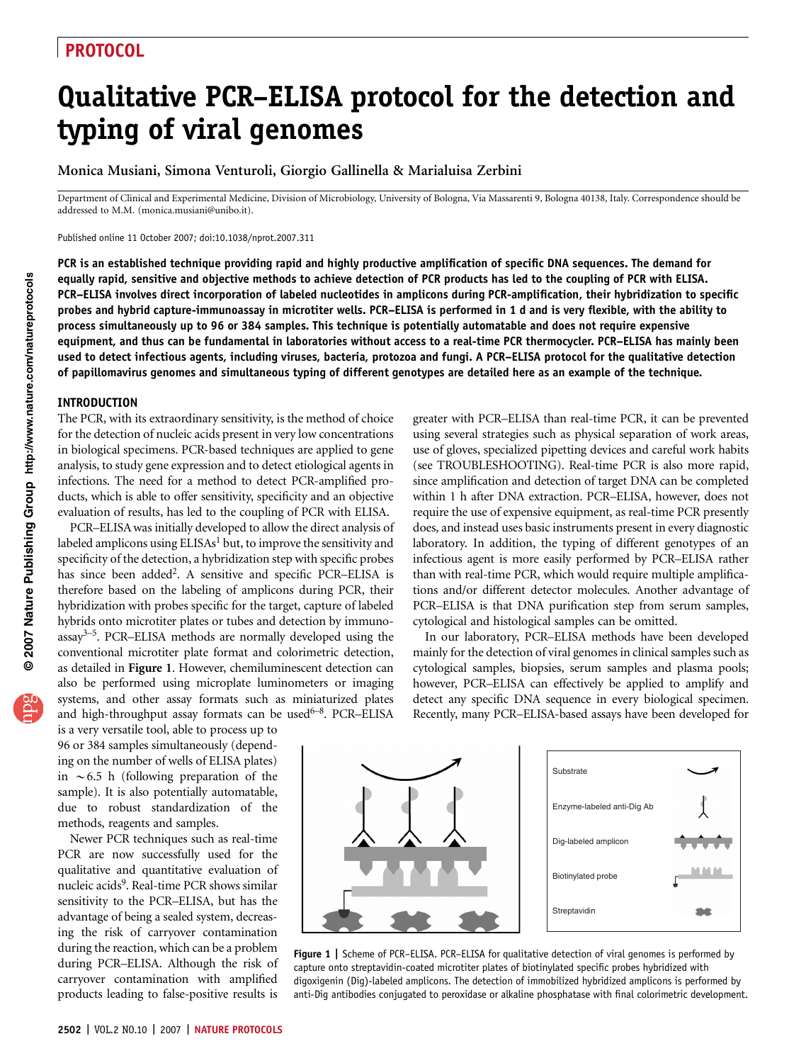PROTOCOL

# Qualitative PCR–ELISA protocol for the detection and typing of viral genomes

Monica Musiani, Simona Venturoli, Giorgio Gallinella & Marialuisa Zerbini

Department of Clinical and Experimental Medicine, Division of Microbiology, University of Bologna, Via Massarenti 9, Bologna 40138, Italy. Correspondence should be addressed to M.M. (monica.musiani@unibo.it).

Published online 11 October 2007; doi:10.1038/nprot.2007.311

**PCR is an established technique providing rapid and highly productive amplification of specific DNA sequences. The demand for equally rapid, sensitive and objective methods to achieve detection of PCR products has led to the coupling of PCR with ELISA. PCR–ELISA involves direct incorporation of labeled nucleotides in amplicons during PCR-amplification, their hybridization to specific probes and hybrid capture-immunoassay in microtiter wells. PCR–ELISA is performed in 1 d and is very flexible, with the ability to process simultaneously up to 96 or 384 samples. This technique is potentially automatable and does not require expensive equipment, and thus can be fundamental in laboratories without access to a real-time PCR thermocycler. PCR–ELISA has mainly been used to detect infectious agents, including viruses, bacteria, protozoa and fungi. A PCR–ELISA protocol for the qualitative detection of papillomavirus genomes and simultaneous typing of different genotypes are detailed here as an example of the technique.**

## INTRODUCTION

The PCR, with its extraordinary sensitivity, is the method of choice for the detection of nucleic acids present in very low concentrations in biological specimens. PCR-based techniques are applied to gene analysis, to study gene expression and to detect etiological agents in infections. The need for a method to detect PCR-amplified products, which is able to offer sensitivity, specificity and an objective evaluation of results, has led to the coupling of PCR with ELISA.

PCR–ELISA was initially developed to allow the direct analysis of labeled amplicons using ELISAs[1] but, to improve the sensitivity and specificity of the detection, a hybridization step with specific probes has since been added[2]. A sensitive and specific PCR–ELISA is therefore based on the labeling of amplicons during PCR, their hybridization with probes specific for the target, capture of labeled hybrids onto microtiter plates or tubes and detection by immunoassay[3–5]. PCR–ELISA methods are normally developed using the conventional microtiter plate format and colorimetric detection, as detailed in **Figure 1**. However, chemiluminescent detection can also be performed using microplate luminometers or imaging systems, and other assay formats such as miniaturized plates and high-throughput assay formats can be used[6–8]. PCR–ELISA is a very versatile tool, able to process up to 96 or 384 samples simultaneously (depending on the number of wells of ELISA plates) in ~6.5 h (following preparation of the sample). It is also potentially automatable, due to robust standardization of the methods, reagents and samples.

Newer PCR techniques such as real-time PCR are now successfully used for the qualitative and quantitative evaluation of nucleic acids[9]. Real-time PCR shows similar sensitivity to the PCR–ELISA, but has the advantage of being a sealed system, decreasing the risk of carryover contamination during the reaction, which can be a problem during PCR–ELISA. Although the risk of carryover contamination with amplified products leading to false-positive results is greater with PCR–ELISA than real-time PCR, it can be prevented using several strategies such as physical separation of work areas, use of gloves, specialized pipetting devices and careful work habits (see TROUBLESHOOTING). Real-time PCR is also more rapid, since amplification and detection of target DNA can be completed within 1 h after DNA extraction. PCR–ELISA, however, does not require the use of expensive equipment, as real-time PCR presently does, and instead uses basic instruments present in every diagnostic laboratory. In addition, the typing of different genotypes of an infectious agent is more easily performed by PCR–ELISA rather than with real-time PCR, which would require multiple amplifications and/or different detector molecules. Another advantage of PCR–ELISA is that DNA purification step from serum samples, cytological and histological samples can be omitted.

In our laboratory, PCR–ELISA methods have been developed mainly for the detection of viral genomes in clinical samples such as cytological samples, biopsies, serum samples and plasma pools; however, PCR–ELISA can effectively be applied to amplify and detect any specific DNA sequence in every biological specimen. Recently, many PCR–ELISA-based assays have been developed for

Substrate

Enzyme-labeled anti-Dig Ab

Dig-labeled amplicon

Biotinylated probe

Streptavidin

**Figure 1 |** Scheme of PCR–ELISA. PCR–ELISA for qualitative detection of viral genomes is performed by capture onto streptavidin-coated microtiter plates of biotinylated specific probes hybridized with digoxigenin (Dig)-labeled amplicons. The detection of immobilized hybridized amplicons is performed by anti-Dig antibodies conjugated to peroxidase or alkaline phosphatase with final colorimetric development.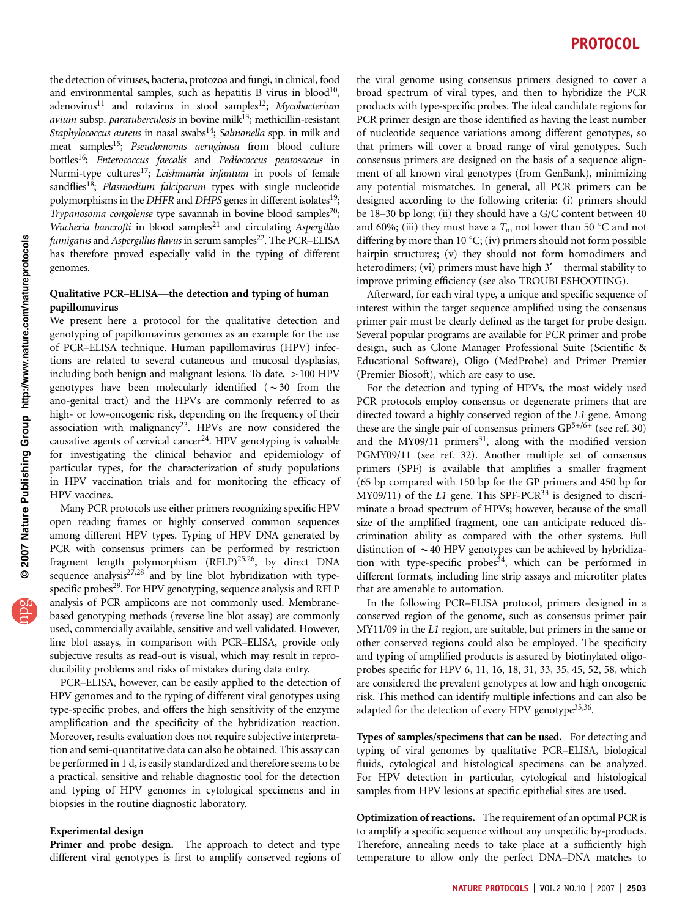the detection of viruses, bacteria, protozoa and fungi, in clinical, food and environmental samples, such as hepatitis B virus in blood[10], adenovirus[11] and rotavirus in stool samples[12]; *Mycobacterium avium* subsp. *paratuberculosis* in bovine milk[13]; methicillin-resistant *Staphylococcus aureus* in nasal swabs[14]; *Salmonella* spp. in milk and meat samples[15]; *Pseudomonas aeruginosa* from blood culture bottles[16]; *Enterococcus faecalis* and *Pediococcus pentosaceus* in Nurmi-type cultures[17]; *Leishmania infantum* in pools of female sandflies[18]; *Plasmodium falciparum* types with single nucleotide polymorphisms in the *DHFR* and *DHPS* genes in different isolates[19]; *Trypanosoma congolense* type savannah in bovine blood samples[20]; *Wucheria bancrofti* in blood samples[21] and circulating *Aspergillus fumigatus* and *Aspergillus flavus* in serum samples[22]. The PCR–ELISA has therefore proved especially valid in the typing of different genomes.

### Qualitative PCR–ELISA—the detection and typing of human papillomavirus

We present here a protocol for the qualitative detection and genotyping of papillomavirus genomes as an example for the use of PCR–ELISA technique. Human papillomavirus (HPV) infections are related to several cutaneous and mucosal dysplasias, including both benign and malignant lesions. To date, >100 HPV genotypes have been molecularly identified (~30 from the ano-genital tract) and the HPVs are commonly referred to as high- or low-oncogenic risk, depending on the frequency of their association with malignancy[23]. HPVs are now considered the causative agents of cervical cancer[24]. HPV genotyping is valuable for investigating the clinical behavior and epidemiology of particular types, for the characterization of study populations in HPV vaccination trials and for monitoring the efficacy of HPV vaccines.

Many PCR protocols use either primers recognizing specific HPV open reading frames or highly conserved common sequences among different HPV types. Typing of HPV DNA generated by PCR with consensus primers can be performed by restriction fragment length polymorphism (RFLP)[25,26], by direct DNA sequence analysis[27,28] and by line blot hybridization with type-specific probes[29]. For HPV genotyping, sequence analysis and RFLP analysis of PCR amplicons are not commonly used. Membrane-based genotyping methods (reverse line blot assay) are commonly used, commercially available, sensitive and well validated. However, line blot assays, in comparison with PCR–ELISA, provide only subjective results as read-out is visual, which may result in reproducibility problems and risks of mistakes during data entry.

PCR–ELISA, however, can be easily applied to the detection of HPV genomes and to the typing of different viral genotypes using type-specific probes, and offers the high sensitivity of the enzyme amplification and the specificity of the hybridization reaction. Moreover, results evaluation does not require subjective interpretation and semi-quantitative data can also be obtained. This assay can be performed in 1 d, is easily standardized and therefore seems to be a practical, sensitive and reliable diagnostic tool for the detection and typing of HPV genomes in cytological specimens and in biopsies in the routine diagnostic laboratory.

### Experimental design

**Primer and probe design.** The approach to detect and type different viral genotypes is first to amplify conserved regions of the viral genome using consensus primers designed to cover a broad spectrum of viral types, and then to hybridize the PCR products with type-specific probes. The ideal candidate regions for PCR primer design are those identified as having the least number of nucleotide sequence variations among different genotypes, so that primers will cover a broad range of viral genotypes. Such consensus primers are designed on the basis of a sequence alignment of all known viral genotypes (from GenBank), minimizing any potential mismatches. In general, all PCR primers can be designed according to the following criteria: (i) primers should be 18–30 bp long; (ii) they should have a G/C content between 40 and 60%; (iii) they must have a $T_m$ not lower than 50 °C and not differing by more than 10 °C; (iv) primers should not form possible hairpin structures; (v) they should not form homodimers and heterodimers; (vi) primers must have high 3′ −thermal stability to improve priming efficiency (see also TROUBLESHOOTING).

Afterward, for each viral type, a unique and specific sequence of interest within the target sequence amplified using the consensus primer pair must be clearly defined as the target for probe design. Several popular programs are available for PCR primer and probe design, such as Clone Manager Professional Suite (Scientific & Educational Software), Oligo (MedProbe) and Primer Premier (Premier Biosoft), which are easy to use.

For the detection and typing of HPVs, the most widely used PCR protocols employ consensus or degenerate primers that are directed toward a highly conserved region of the *L1* gene. Among these are the single pair of consensus primers $GP^{5+/6+}$ (see ref. 30) and the MY09/11 primers[31], along with the modified version PGMY09/11 (see ref. 32). Another multiple set of consensus primers (SPF) is available that amplifies a smaller fragment (65 bp compared with 150 bp for the GP primers and 450 bp for MY09/11) of the *L1* gene. This SPF-PCR[33] is designed to discriminate a broad spectrum of HPVs; however, because of the small size of the amplified fragment, one can anticipate reduced discrimination ability as compared with the other systems. Full distinction of ~40 HPV genotypes can be achieved by hybridization with type-specific probes[34], which can be performed in different formats, including line strip assays and microtiter plates that are amenable to automation.

In the following PCR–ELISA protocol, primers designed in a conserved region of the genome, such as consensus primer pair MY11/09 in the *L1* region, are suitable, but primers in the same or other conserved regions could also be employed. The specificity and typing of amplified products is assured by biotinylated oligoprobes specific for HPV 6, 11, 16, 18, 31, 33, 35, 45, 52, 58, which are considered the prevalent genotypes at low and high oncogenic risk. This method can identify multiple infections and can also be adapted for the detection of every HPV genotype[35,36].

**Types of samples/specimens that can be used.** For detecting and typing of viral genomes by qualitative PCR–ELISA, biological fluids, cytological and histological specimens can be analyzed. For HPV detection in particular, cytological and histological samples from HPV lesions at specific epithelial sites are used.

**Optimization of reactions.** The requirement of an optimal PCR is to amplify a specific sequence without any unspecific by-products. Therefore, annealing needs to take place at a sufficiently high temperature to allow only the perfect DNA–DNA matches to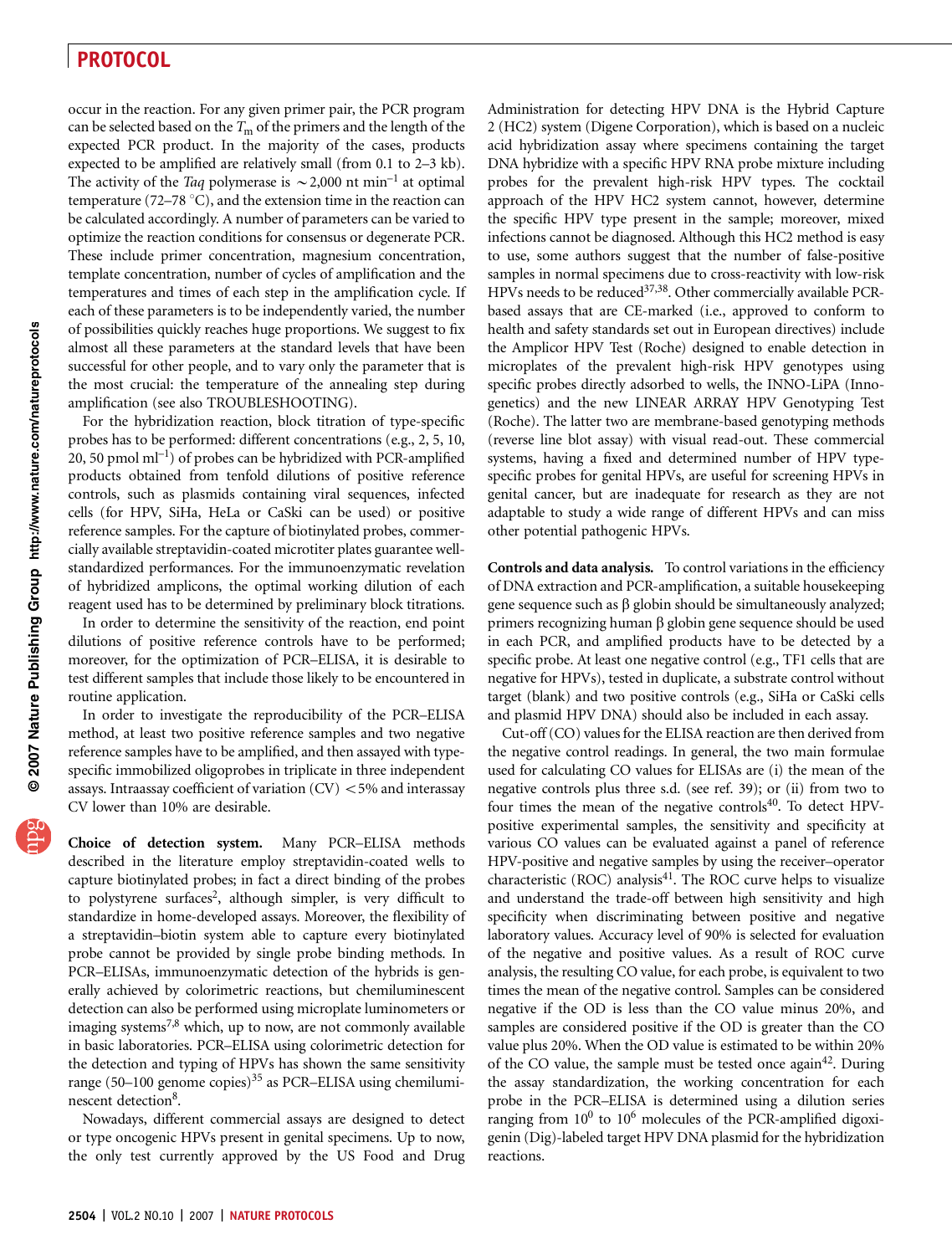occur in the reaction. For any given primer pair, the PCR program can be selected based on the $T_m$ of the primers and the length of the expected PCR product. In the majority of the cases, products expected to be amplified are relatively small (from 0.1 to 2–3 kb). The activity of the *Taq* polymerase is $\sim$2,000 nt min$^{-1}$ at optimal temperature (72–78 °C), and the extension time in the reaction can be calculated accordingly. A number of parameters can be varied to optimize the reaction conditions for consensus or degenerate PCR. These include primer concentration, magnesium concentration, template concentration, number of cycles of amplification and the temperatures and times of each step in the amplification cycle. If each of these parameters is to be independently varied, the number of possibilities quickly reaches huge proportions. We suggest to fix almost all these parameters at the standard levels that have been successful for other people, and to vary only the parameter that is the most crucial: the temperature of the annealing step during amplification (see also TROUBLESHOOTING).

For the hybridization reaction, block titration of type-specific probes has to be performed: different concentrations (e.g., 2, 5, 10, 20, 50 pmol ml$^{-1}$) of probes can be hybridized with PCR-amplified products obtained from tenfold dilutions of positive reference controls, such as plasmids containing viral sequences, infected cells (for HPV, SiHa, HeLa or CaSki can be used) or positive reference samples. For the capture of biotinylated probes, commercially available streptavidin-coated microtiter plates guarantee well-standardized performances. For the immunoenzymatic revelation of hybridized amplicons, the optimal working dilution of each reagent used has to be determined by preliminary block titrations.

In order to determine the sensitivity of the reaction, end point dilutions of positive reference controls have to be performed; moreover, for the optimization of PCR–ELISA, it is desirable to test different samples that include those likely to be encountered in routine application.

In order to investigate the reproducibility of the PCR–ELISA method, at least two positive reference samples and two negative reference samples have to be amplified, and then assayed with type-specific immobilized oligoprobes in triplicate in three independent assays. Intraassay coefficient of variation (CV) <5% and interassay CV lower than 10% are desirable.

**Choice of detection system.** Many PCR–ELISA methods described in the literature employ streptavidin-coated wells to capture biotinylated probes; in fact a direct binding of the probes to polystyrene surfaces[2], although simpler, is very difficult to standardize in home-developed assays. Moreover, the flexibility of a streptavidin–biotin system able to capture every biotinylated probe cannot be provided by single probe binding methods. In PCR–ELISAs, immunoenzymatic detection of the hybrids is generally achieved by colorimetric reactions, but chemiluminescent detection can also be performed using microplate luminometers or imaging systems[7,8] which, up to now, are not commonly available in basic laboratories. PCR–ELISA using colorimetric detection for the detection and typing of HPVs has shown the same sensitivity range (50–100 genome copies)[35] as PCR–ELISA using chemiluminescent detection[8].

Nowadays, different commercial assays are designed to detect or type oncogenic HPVs present in genital specimens. Up to now, the only test currently approved by the US Food and Drug Administration for detecting HPV DNA is the Hybrid Capture 2 (HC2) system (Digene Corporation), which is based on a nucleic acid hybridization assay where specimens containing the target DNA hybridize with a specific HPV RNA probe mixture including probes for the prevalent high-risk HPV types. The cocktail approach of the HPV HC2 system cannot, however, determine the specific HPV type present in the sample; moreover, mixed infections cannot be diagnosed. Although this HC2 method is easy to use, some authors suggest that the number of false-positive samples in normal specimens due to cross-reactivity with low-risk HPVs needs to be reduced[37,38]. Other commercially available PCR-based assays that are CE-marked (i.e., approved to conform to health and safety standards set out in European directives) include the Amplicor HPV Test (Roche) designed to enable detection in microplates of the prevalent high-risk HPV genotypes using specific probes directly adsorbed to wells, the INNO-LiPA (Innogenetics) and the new LINEAR ARRAY HPV Genotyping Test (Roche). The latter two are membrane-based genotyping methods (reverse line blot assay) with visual read-out. These commercial systems, having a fixed and determined number of HPV type-specific probes for genital HPVs, are useful for screening HPVs in genital cancer, but are inadequate for research as they are not adaptable to study a wide range of different HPVs and can miss other potential pathogenic HPVs.

**Controls and data analysis.** To control variations in the efficiency of DNA extraction and PCR-amplification, a suitable housekeeping gene sequence such as β globin should be simultaneously analyzed; primers recognizing human β globin gene sequence should be used in each PCR, and amplified products have to be detected by a specific probe. At least one negative control (e.g., TF1 cells that are negative for HPVs), tested in duplicate, a substrate control without target (blank) and two positive controls (e.g., SiHa or CaSki cells and plasmid HPV DNA) should also be included in each assay.

Cut-off (CO) values for the ELISA reaction are then derived from the negative control readings. In general, the two main formulae used for calculating CO values for ELISAs are (i) the mean of the negative controls plus three s.d. (see ref. 39); or (ii) from two to four times the mean of the negative controls[40]. To detect HPV-positive experimental samples, the sensitivity and specificity at various CO values can be evaluated against a panel of reference HPV-positive and negative samples by using the receiver–operator characteristic (ROC) analysis[41]. The ROC curve helps to visualize and understand the trade-off between high sensitivity and high specificity when discriminating between positive and negative laboratory values. Accuracy level of 90% is selected for evaluation of the negative and positive values. As a result of ROC curve analysis, the resulting CO value, for each probe, is equivalent to two times the mean of the negative control. Samples can be considered negative if the OD is less than the CO value minus 20%, and samples are considered positive if the OD is greater than the CO value plus 20%. When the OD value is estimated to be within 20% of the CO value, the sample must be tested once again[42]. During the assay standardization, the working concentration for each probe in the PCR–ELISA is determined using a dilution series ranging from $10^0$ to $10^6$ molecules of the PCR-amplified digoxigenin (Dig)-labeled target HPV DNA plasmid for the hybridization reactions.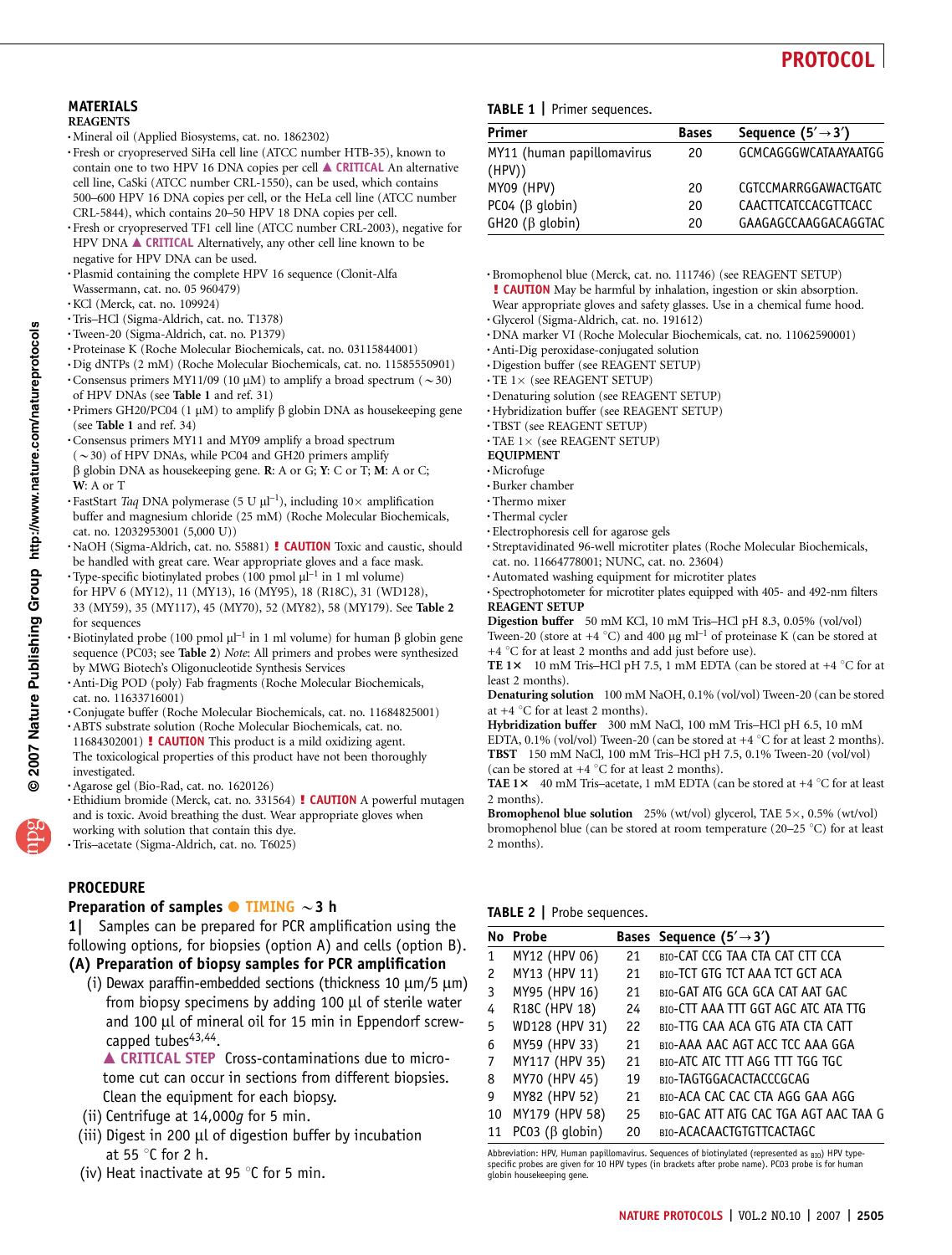## MATERIALS

### REAGENTS

- Mineral oil (Applied Biosystems, cat. no. 1862302)
- Fresh or cryopreserved SiHa cell line (ATCC number HTB-35), known to contain one to two HPV 16 DNA copies per cell ▲ **CRITICAL** An alternative cell line, CaSki (ATCC number CRL-1550), can be used, which contains 500–600 HPV 16 DNA copies per cell, or the HeLa cell line (ATCC number CRL-5844), which contains 20–50 HPV 18 DNA copies per cell.
- Fresh or cryopreserved TF1 cell line (ATCC number CRL-2003), negative for HPV DNA ▲ **CRITICAL** Alternatively, any other cell line known to be negative for HPV DNA can be used.
- Plasmid containing the complete HPV 16 sequence (Clonit-Alfa Wassermann, cat. no. 05 960479)
- KCl (Merck, cat. no. 109924)
- Tris–HCl (Sigma-Aldrich, cat. no. T1378)
- Tween-20 (Sigma-Aldrich, cat. no. P1379)
- Proteinase K (Roche Molecular Biochemicals, cat. no. 03115844001)
- Dig dNTPs (2 mM) (Roche Molecular Biochemicals, cat. no. 11585550901)
- Consensus primers MY11/09 (10 μM) to amplify a broad spectrum (~30) of HPV DNAs (see **Table 1** and ref. 31)
- Primers GH20/PC04 (1 μM) to amplify β globin DNA as housekeeping gene (see **Table 1** and ref. 34)
- Consensus primers MY11 and MY09 amplify a broad spectrum (~30) of HPV DNAs, while PC04 and GH20 primers amplify β globin DNA as housekeeping gene. **R**: A or G; **Y**: C or T; **M**: A or C; **W**: A or T
- FastStart *Taq* DNA polymerase (5 U μl$^{-1}$), including 10× amplification buffer and magnesium chloride (25 mM) (Roche Molecular Biochemicals, cat. no. 12032953001 (5,000 U))
- NaOH (Sigma-Aldrich, cat. no. S5881) **! CAUTION** Toxic and caustic, should be handled with great care. Wear appropriate gloves and a face mask.
- Type-specific biotinylated probes (100 pmol μl$^{-1}$ in 1 ml volume) for HPV 6 (MY12), 11 (MY13), 16 (MY95), 18 (R18C), 31 (WD128), 33 (MY59), 35 (MY117), 45 (MY70), 52 (MY82), 58 (MY179). See **Table 2** for sequences
- Biotinylated probe (100 pmol μl$^{-1}$ in 1 ml volume) for human β globin gene sequence (PC03; see **Table 2**) *Note*: All primers and probes were synthesized by MWG Biotech's Oligonucleotide Synthesis Services
- Anti-Dig POD (poly) Fab fragments (Roche Molecular Biochemicals, cat. no. 11633716001)
- Conjugate buffer (Roche Molecular Biochemicals, cat. no. 11684825001)
- ABTS substrate solution (Roche Molecular Biochemicals, cat. no. 11684302001) **! CAUTION** This product is a mild oxidizing agent. The toxicological properties of this product have not been thoroughly investigated.
- Agarose gel (Bio-Rad, cat. no. 1620126)
- Ethidium bromide (Merck, cat. no. 331564) **! CAUTION** A powerful mutagen and is toxic. Avoid breathing the dust. Wear appropriate gloves when working with solution that contain this dye.
- Tris–acetate (Sigma-Aldrich, cat. no. T6025)

**TABLE 1 |** Primer sequences.

| Primer | Bases | Sequence (5′→3′) |
|---|---|---|
| MY11 (human papillomavirus (HPV)) | 20 | GCMCAGGGWCATAAYAATGG |
| MY09 (HPV) | 20 | CGTCCMARRGGAWACTGATC |
| PC04 (β globin) | 20 | CAACTTCATCCACGTTCACC |
| GH20 (β globin) | 20 | GAAGAGCCAAGGACAGGTAC |

- Bromophenol blue (Merck, cat. no. 111746) (see REAGENT SETUP) **! CAUTION** May be harmful by inhalation, ingestion or skin absorption. Wear appropriate gloves and safety glasses. Use in a chemical fume hood.
- Glycerol (Sigma-Aldrich, cat. no. 191612)
- DNA marker VI (Roche Molecular Biochemicals, cat. no. 11062590001)
- Anti-Dig peroxidase-conjugated solution
- Digestion buffer (see REAGENT SETUP)
- TE 1× (see REAGENT SETUP)
- Denaturing solution (see REAGENT SETUP)
- Hybridization buffer (see REAGENT SETUP)
- TBST (see REAGENT SETUP)
- TAE 1× (see REAGENT SETUP)

### EQUIPMENT

- Microfuge
- Burker chamber
- Thermo mixer
- Thermal cycler
- Electrophoresis cell for agarose gels
- Streptavidinated 96-well microtiter plates (Roche Molecular Biochemicals, cat. no. 11664778001; NUNC, cat. no. 23604)
- Automated washing equipment for microtiter plates
- Spectrophotometer for microtiter plates equipped with 405- and 492-nm filters

### REAGENT SETUP

**Digestion buffer** 50 mM KCl, 10 mM Tris–HCl pH 8.3, 0.05% (vol/vol) Tween-20 (store at +4 °C) and 400 μg ml$^{-1}$ of proteinase K (can be stored at +4 °C for at least 2 months and add just before use).

**TE 1×** 10 mM Tris–HCl pH 7.5, 1 mM EDTA (can be stored at +4 °C for at least 2 months).

**Denaturing solution** 100 mM NaOH, 0.1% (vol/vol) Tween-20 (can be stored at +4 °C for at least 2 months).

**Hybridization buffer** 300 mM NaCl, 100 mM Tris–HCl pH 6.5, 10 mM EDTA, 0.1% (vol/vol) Tween-20 (can be stored at +4 °C for at least 2 months).

**TBST** 150 mM NaCl, 100 mM Tris–HCl pH 7.5, 0.1% Tween-20 (vol/vol) (can be stored at +4 °C for at least 2 months).

**TAE 1×** 40 mM Tris–acetate, 1 mM EDTA (can be stored at +4 °C for at least 2 months).

**Bromophenol blue solution** 25% (wt/vol) glycerol, TAE 5×, 0.5% (wt/vol) bromophenol blue (can be stored at room temperature (20–25 °C) for at least 2 months).

## PROCEDURE

### Preparation of samples ● TIMING ~3 h

**1|** Samples can be prepared for PCR amplification using the following options, for biopsies (option A) and cells (option B).

**(A) Preparation of biopsy samples for PCR amplification**

(i) Dewax paraffin-embedded sections (thickness 10 μm/5 μm) from biopsy specimens by adding 100 μl of sterile water and 100 μl of mineral oil for 15 min in Eppendorf screw-capped tubes[43,44].

▲ **CRITICAL STEP** Cross-contaminations due to microtome cut can occur in sections from different biopsies. Clean the equipment for each biopsy.

(ii) Centrifuge at 14,000*g* for 5 min.

(iii) Digest in 200 μl of digestion buffer by incubation at 55 °C for 2 h.

(iv) Heat inactivate at 95 °C for 5 min.

**TABLE 2 |** Probe sequences.

| No | Probe | Bases | Sequence (5′→3′) |
|---|---|---|---|
| 1 | MY12 (HPV 06) | 21 | BIO-CAT CCG TAA CTA CAT CTT CCA |
| 2 | MY13 (HPV 11) | 21 | BIO-TCT GTG TCT AAA TCT GCT ACA |
| 3 | MY95 (HPV 16) | 21 | BIO-GAT ATG GCA GCA CAT AAT GAC |
| 4 | R18C (HPV 18) | 24 | BIO-CTT AAA TTT GGT AGC ATC ATA TTG |
| 5 | WD128 (HPV 31) | 22 | BIO-TTG CAA ACA GTG ATA CTA CATT |
| 6 | MY59 (HPV 33) | 21 | BIO-AAA AAC AGT ACC TCC AAA GGA |
| 7 | MY117 (HPV 35) | 21 | BIO-ATC ATC TTT AGG TTT TGG TGC |
| 8 | MY70 (HPV 45) | 19 | BIO-TAGTGGACACTACCCGCAG |
| 9 | MY82 (HPV 52) | 21 | BIO-ACA CAC CAC CTA AGG GAA AGG |
| 10 | MY179 (HPV 58) | 25 | BIO-GAC ATT ATG CAC TGA AGT AAC TAA G |
| 11 | PC03 (β globin) | 20 | BIO-ACACAACTGTGTTCACTAGC |

Abbreviation: HPV, Human papillomavirus. Sequences of biotinylated (represented as BIO) HPV type-specific probes are given for 10 HPV types (in brackets after probe name). PC03 probe is for human globin housekeeping gene.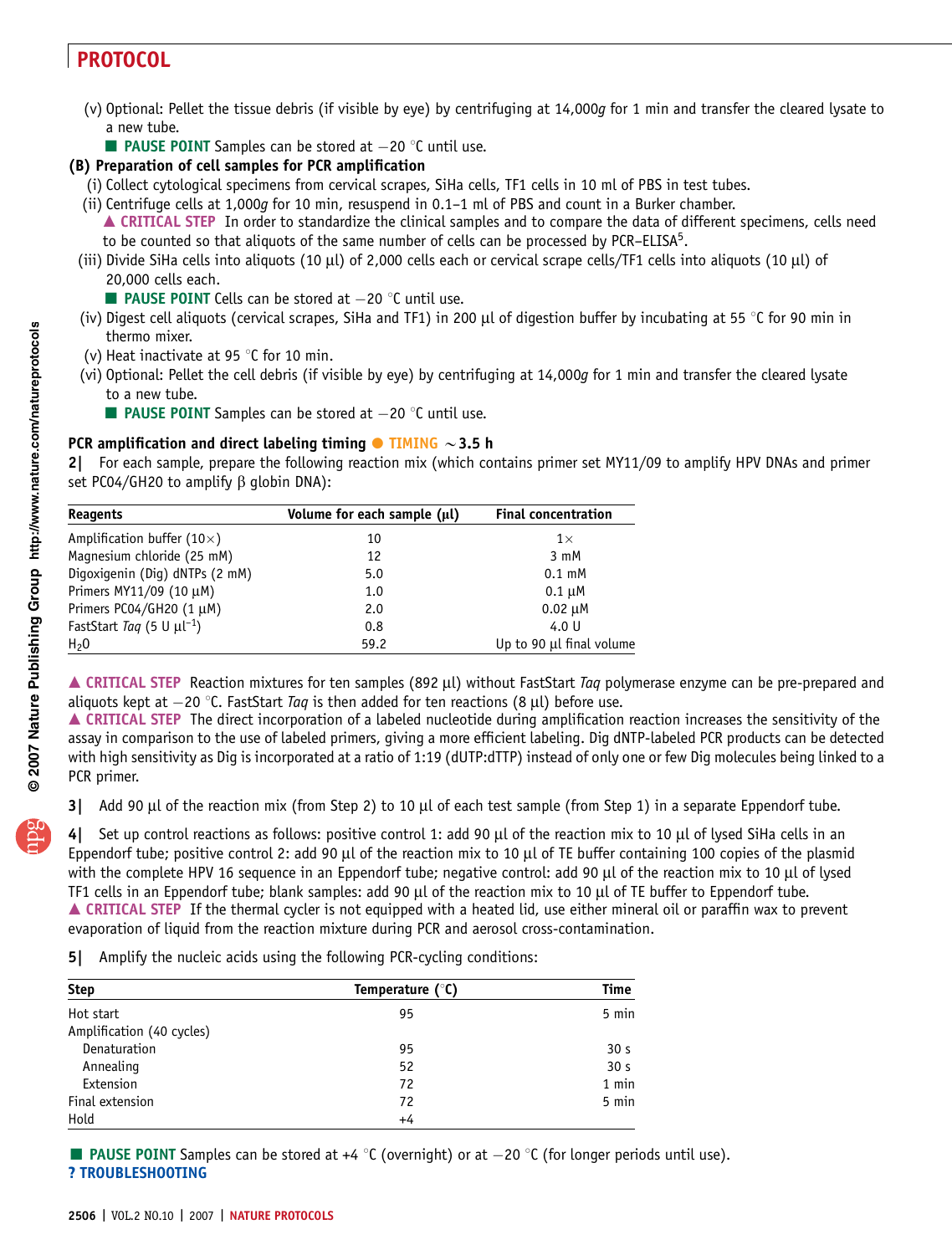(v) Optional: Pellet the tissue debris (if visible by eye) by centrifuging at 14,000*g* for 1 min and transfer the cleared lysate to a new tube.

■ **PAUSE POINT** Samples can be stored at −20 °C until use.

**(B) Preparation of cell samples for PCR amplification**

(i) Collect cytological specimens from cervical scrapes, SiHa cells, TF1 cells in 10 ml of PBS in test tubes.

(ii) Centrifuge cells at 1,000*g* for 10 min, resuspend in 0.1–1 ml of PBS and count in a Burker chamber.

▲ **CRITICAL STEP** In order to standardize the clinical samples and to compare the data of different specimens, cells need to be counted so that aliquots of the same number of cells can be processed by PCR–ELISA[5].

(iii) Divide SiHa cells into aliquots (10 μl) of 2,000 cells each or cervical scrape cells/TF1 cells into aliquots (10 μl) of 20,000 cells each.

■ **PAUSE POINT** Cells can be stored at −20 °C until use.

(iv) Digest cell aliquots (cervical scrapes, SiHa and TF1) in 200 μl of digestion buffer by incubating at 55 °C for 90 min in thermo mixer.

(v) Heat inactivate at 95 °C for 10 min.

(vi) Optional: Pellet the cell debris (if visible by eye) by centrifuging at 14,000*g* for 1 min and transfer the cleared lysate to a new tube.

■ **PAUSE POINT** Samples can be stored at −20 °C until use.

**PCR amplification and direct labeling timing** ● **TIMING ∼3.5 h**

**2|** For each sample, prepare the following reaction mix (which contains primer set MY11/09 to amplify HPV DNAs and primer set PC04/GH20 to amplify β globin DNA):

| Reagents | Volume for each sample (μl) | Final concentration |
|---|---|---|
| Amplification buffer (10×) | 10 | 1× |
| Magnesium chloride (25 mM) | 12 | 3 mM |
| Digoxigenin (Dig) dNTPs (2 mM) | 5.0 | 0.1 mM |
| Primers MY11/09 (10 μM) | 1.0 | 0.1 μM |
| Primers PC04/GH20 (1 μM) | 2.0 | 0.02 μM |
| FastStart *Taq* (5 U $\mu l^{-1}$) | 0.8 | 4.0 U |
| $H_2O$ | 59.2 | Up to 90 μl final volume |

▲ **CRITICAL STEP** Reaction mixtures for ten samples (892 μl) without FastStart *Taq* polymerase enzyme can be pre-prepared and aliquots kept at −20 °C. FastStart *Taq* is then added for ten reactions (8 μl) before use.

▲ **CRITICAL STEP** The direct incorporation of a labeled nucleotide during amplification reaction increases the sensitivity of the assay in comparison to the use of labeled primers, giving a more efficient labeling. Dig dNTP-labeled PCR products can be detected with high sensitivity as Dig is incorporated at a ratio of 1:19 (dUTP:dTTP) instead of only one or few Dig molecules being linked to a PCR primer.

**3|** Add 90 μl of the reaction mix (from Step 2) to 10 μl of each test sample (from Step 1) in a separate Eppendorf tube.

**4|** Set up control reactions as follows: positive control 1: add 90 μl of the reaction mix to 10 μl of lysed SiHa cells in an Eppendorf tube; positive control 2: add 90 μl of the reaction mix to 10 μl of TE buffer containing 100 copies of the plasmid with the complete HPV 16 sequence in an Eppendorf tube; negative control: add 90 μl of the reaction mix to 10 μl of lysed TF1 cells in an Eppendorf tube; blank samples: add 90 μl of the reaction mix to 10 μl of TE buffer to Eppendorf tube.

▲ **CRITICAL STEP** If the thermal cycler is not equipped with a heated lid, use either mineral oil or paraffin wax to prevent evaporation of liquid from the reaction mixture during PCR and aerosol cross-contamination.

**5|** Amplify the nucleic acids using the following PCR-cycling conditions:

| Step | Temperature (°C) | Time |
|---|---|---|
| Hot start | 95 | 5 min |
| Amplification (40 cycles) | | |
| Denaturation | 95 | 30 s |
| Annealing | 52 | 30 s |
| Extension | 72 | 1 min |
| Final extension | 72 | 5 min |
| Hold | +4 | |

■ **PAUSE POINT** Samples can be stored at +4 °C (overnight) or at −20 °C (for longer periods until use).

**? TROUBLESHOOTING**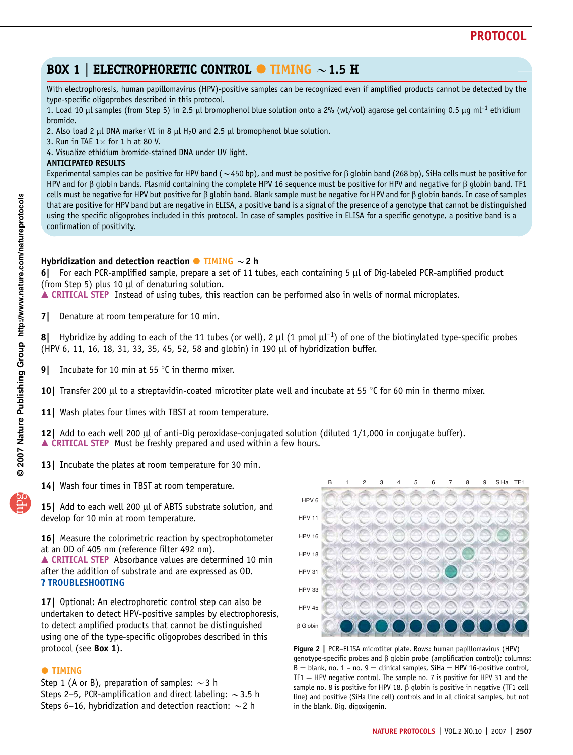## BOX 1 | ELECTROPHORETIC CONTROL ● TIMING ~1.5 H

With electrophoresis, human papillomavirus (HPV)-positive samples can be recognized even if amplified products cannot be detected by the type-specific oligoprobes described in this protocol.

1. Load 10 μl samples (from Step 5) in 2.5 μl bromophenol blue solution onto a 2% (wt/vol) agarose gel containing 0.5 μg $ml^{-1}$ ethidium bromide.
2. Also load 2 μl DNA marker VI in 8 μl $H_2O$ and 2.5 μl bromophenol blue solution.
3. Run in TAE 1× for 1 h at 80 V.
4. Visualize ethidium bromide-stained DNA under UV light.

**ANTICIPATED RESULTS**

Experimental samples can be positive for HPV band (~450 bp), and must be positive for β globin band (268 bp), SiHa cells must be positive for HPV and for β globin bands. Plasmid containing the complete HPV 16 sequence must be positive for HPV and negative for β globin band. TF1 cells must be negative for HPV but positive for β globin band. Blank sample must be negative for HPV and for β globin bands. In case of samples that are positive for HPV band but are negative in ELISA, a positive band is a signal of the presence of a genotype that cannot be distinguished using the specific oligoprobes included in this protocol. In case of samples positive in ELISA for a specific genotype, a positive band is a confirmation of positivity.

### Hybridization and detection reaction ● TIMING ~2 h

**6|** For each PCR-amplified sample, prepare a set of 11 tubes, each containing 5 μl of Dig-labeled PCR-amplified product (from Step 5) plus 10 μl of denaturing solution.
▲ CRITICAL STEP Instead of using tubes, this reaction can be performed also in wells of normal microplates.

**7|** Denature at room temperature for 10 min.

**8|** Hybridize by adding to each of the 11 tubes (or well), 2 μl (1 pmol $\mu l^{-1}$) of one of the biotinylated type-specific probes (HPV 6, 11, 16, 18, 31, 33, 35, 45, 52, 58 and globin) in 190 μl of hybridization buffer.

**9|** Incubate for 10 min at 55 °C in thermo mixer.

**10|** Transfer 200 μl to a streptavidin-coated microtiter plate well and incubate at 55 °C for 60 min in thermo mixer.

**11|** Wash plates four times with TBST at room temperature.

**12|** Add to each well 200 μl of anti-Dig peroxidase-conjugated solution (diluted 1/1,000 in conjugate buffer).
▲ CRITICAL STEP Must be freshly prepared and used within a few hours.

**13|** Incubate the plates at room temperature for 30 min.

**14|** Wash four times in TBST at room temperature.

**15|** Add to each well 200 μl of ABTS substrate solution, and develop for 10 min at room temperature.

**16|** Measure the colorimetric reaction by spectrophotometer at an OD of 405 nm (reference filter 492 nm).
▲ CRITICAL STEP Absorbance values are determined 10 min after the addition of substrate and are expressed as OD.
**? TROUBLESHOOTING**

**17|** Optional: An electrophoretic control step can also be undertaken to detect HPV-positive samples by electrophoresis, to detect amplified products that cannot be distinguished using one of the type-specific oligoprobes described in this protocol (see **Box 1**).

● **TIMING**

Step 1 (A or B), preparation of samples: ~3 h
Steps 2–5, PCR-amplification and direct labeling: ~3.5 h
Steps 6–16, hybridization and detection reaction: ~2 h

**Figure 2 |** PCR–ELISA microtiter plate. Rows: human papillomavirus (HPV) genotype-specific probes and β globin probe (amplification control); columns: B = blank, no. 1 – no. 9 = clinical samples, SiHa = HPV 16-positive control, TF1 = HPV negative control. The sample no. 7 is positive for HPV 31 and the sample no. 8 is positive for HPV 18. β globin is positive in negative (TF1 cell line) and positive (SiHa line cell) controls and in all clinical samples, but not in the blank. Dig, digoxigenin.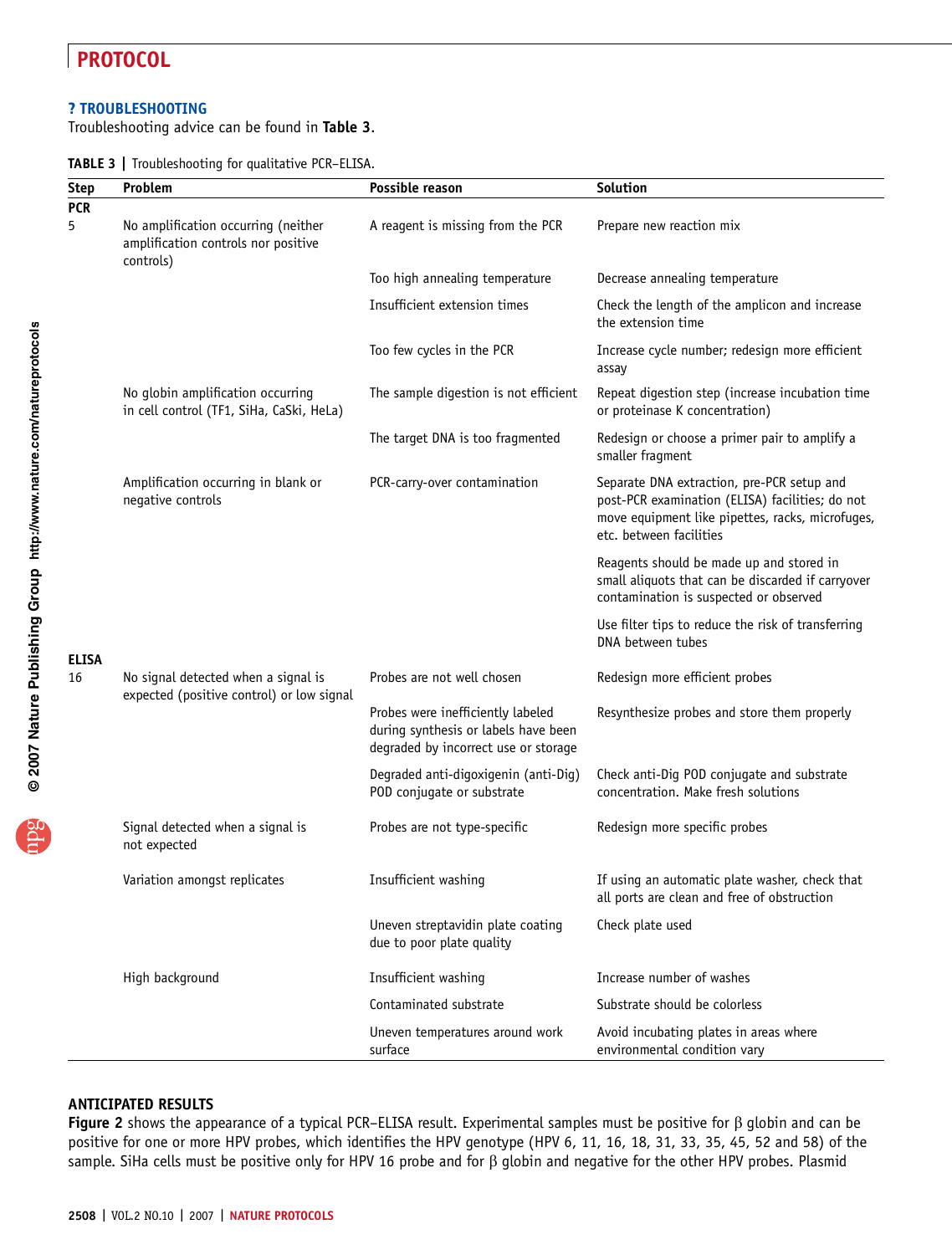## ? TROUBLESHOOTING

Troubleshooting advice can be found in **Table 3**.

**TABLE 3** | Troubleshooting for qualitative PCR–ELISA.

| Step | Problem | Possible reason | Solution |
|---|---|---|---|
| **PCR** | | | |
| 5 | No amplification occurring (neither amplification controls nor positive controls) | A reagent is missing from the PCR | Prepare new reaction mix |
| | | Too high annealing temperature | Decrease annealing temperature |
| | | Insufficient extension times | Check the length of the amplicon and increase the extension time |
| | | Too few cycles in the PCR | Increase cycle number; redesign more efficient assay |
| | No globin amplification occurring in cell control (TF1, SiHa, CaSki, HeLa) | The sample digestion is not efficient | Repeat digestion step (increase incubation time or proteinase K concentration) |
| | | The target DNA is too fragmented | Redesign or choose a primer pair to amplify a smaller fragment |
| | Amplification occurring in blank or negative controls | PCR-carry-over contamination | Separate DNA extraction, pre-PCR setup and post-PCR examination (ELISA) facilities; do not move equipment like pipettes, racks, microfuges, etc. between facilities |
| | | | Reagents should be made up and stored in small aliquots that can be discarded if carryover contamination is suspected or observed |
| | | | Use filter tips to reduce the risk of transferring DNA between tubes |
| **ELISA** | | | |
| 16 | No signal detected when a signal is expected (positive control) or low signal | Probes are not well chosen | Redesign more efficient probes |
| | | Probes were inefficiently labeled during synthesis or labels have been degraded by incorrect use or storage | Resynthesize probes and store them properly |
| | | Degraded anti-digoxigenin (anti-Dig) POD conjugate or substrate | Check anti-Dig POD conjugate and substrate concentration. Make fresh solutions |
| | Signal detected when a signal is not expected | Probes are not type-specific | Redesign more specific probes |
| | Variation amongst replicates | Insufficient washing | If using an automatic plate washer, check that all ports are clean and free of obstruction |
| | | Uneven streptavidin plate coating due to poor plate quality | Check plate used |
| | High background | Insufficient washing | Increase number of washes |
| | | Contaminated substrate | Substrate should be colorless |
| | | Uneven temperatures around work surface | Avoid incubating plates in areas where environmental condition vary |

## ANTICIPATED RESULTS

**Figure 2** shows the appearance of a typical PCR–ELISA result. Experimental samples must be positive for β globin and can be positive for one or more HPV probes, which identifies the HPV genotype (HPV 6, 11, 16, 18, 31, 33, 35, 45, 52 and 58) of the sample. SiHa cells must be positive only for HPV 16 probe and for β globin and negative for the other HPV probes. Plasmid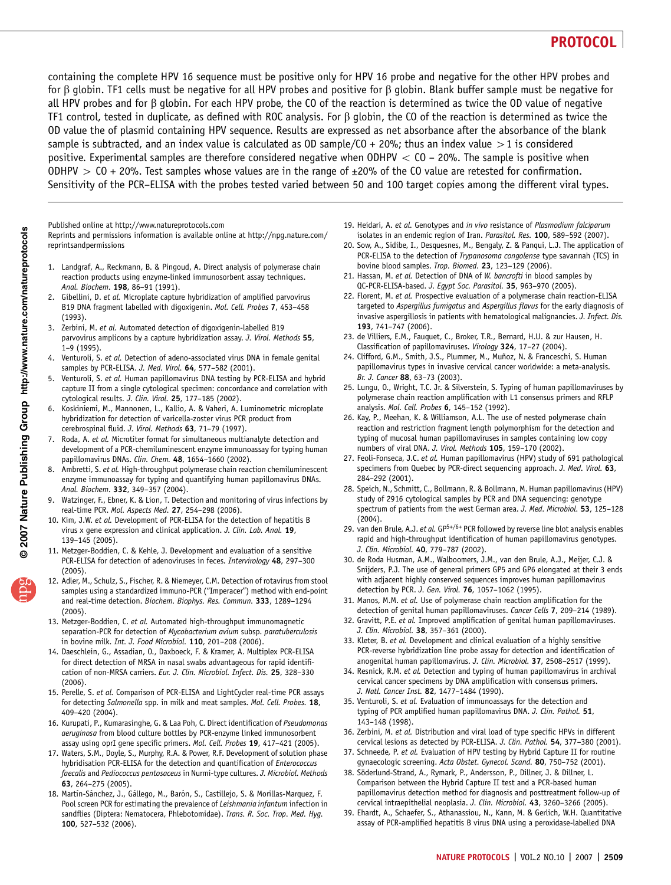containing the complete HPV 16 sequence must be positive only for HPV 16 probe and negative for the other HPV probes and for β globin. TF1 cells must be negative for all HPV probes and positive for β globin. Blank buffer sample must be negative for all HPV probes and for β globin. For each HPV probe, the CO of the reaction is determined as twice the OD value of negative TF1 control, tested in duplicate, as defined with ROC analysis. For β globin, the CO of the reaction is determined as twice the OD value the of plasmid containing HPV sequence. Results are expressed as net absorbance after the absorbance of the blank sample is subtracted, and an index value is calculated as OD sample/CO + 20%; thus an index value > 1 is considered positive. Experimental samples are therefore considered negative when ODHPV < CO – 20%. The sample is positive when ODHPV > CO + 20%. Test samples whose values are in the range of ±20% of the CO value are retested for confirmation. Sensitivity of the PCR–ELISA with the probes tested varied between 50 and 100 target copies among the different viral types.

---

Published online at http://www.natureprotocols.com
Reprints and permissions information is available online at http://npg.nature.com/reprintsandpermissions

1. Landgraf, A., Reckmann, B. & Pingoud, A. Direct analysis of polymerase chain reaction products using enzyme-linked immunosorbent assay techniques. *Anal. Biochem.* **198**, 86–91 (1991).
2. Gibellini, D. *et al.* Microplate capture hybridization of amplified parvovirus B19 DNA fragment labelled with digoxigenin. *Mol. Cell. Probes* **7**, 453–458 (1993).
3. Zerbini, M. *et al.* Automated detection of digoxigenin-labelled B19 parvovirus amplicons by a capture hybridization assay. *J. Virol. Methods* **55**, 1–9 (1995).
4. Venturoli, S. *et al.* Detection of adeno-associated virus DNA in female genital samples by PCR-ELISA. *J. Med. Virol.* **64**, 577–582 (2001).
5. Venturoli, S. *et al.* Human papillomavirus DNA testing by PCR-ELISA and hybrid capture II from a single cytological specimen: concordance and correlation with cytological results. *J. Clin. Virol.* **25**, 177–185 (2002).
6. Koskiniemi, M., Mannonen, L., Kallio, A. & Vaheri, A. Luminometric microplate hybridization for detection of varicella-zoster virus PCR product from cerebrospinal fluid. *J. Virol. Methods* **63**, 71–79 (1997).
7. Roda, A. *et al.* Microtiter format for simultaneous multianalyte detection and development of a PCR-chemiluminescent enzyme immunoassay for typing human papillomavirus DNAs. *Clin. Chem.* **48**, 1654–1660 (2002).
8. Ambretti, S. *et al.* High-throughput polymerase chain reaction chemiluminescent enzyme immunoassay for typing and quantifying human papillomavirus DNAs. *Anal. Biochem.* **332**, 349–357 (2004).
9. Watzinger, F., Ebner, K. & Lion, T. Detection and monitoring of virus infections by real-time PCR. *Mol. Aspects Med.* **27**, 254–298 (2006).
10. Kim, J.W. *et al.* Development of PCR-ELISA for the detection of hepatitis B virus x gene expression and clinical application. *J. Clin. Lab. Anal.* **19**, 139–145 (2005).
11. Metzger-Boddien, C. & Kehle, J. Development and evaluation of a sensitive PCR-ELISA for detection of adenoviruses in feces. *Intervirology* **48**, 297–300 (2005).
12. Adler, M., Schulz, S., Fischer, R. & Niemeyer, C.M. Detection of rotavirus from stool samples using a standardized immuno-PCR ("Imperacer") method with end-point and real-time detection. *Biochem. Biophys. Res. Commun.* **333**, 1289–1294 (2005).
13. Metzger-Boddien, C. *et al.* Automated high-throughput immunomagnetic separation-PCR for detection of *Mycobacterium avium* subsp. *paratuberculosis* in bovine milk. *Int. J. Food Microbiol.* **110**, 201–208 (2006).
14. Daeschlein, G., Assadian, O., Daxboeck, F. & Kramer, A. Multiplex PCR-ELISA for direct detection of MRSA in nasal swabs advantageous for rapid identification of non-MRSA carriers. *Eur. J. Clin. Microbiol. Infect. Dis.* **25**, 328–330 (2006).
15. Perelle, S. *et al.* Comparison of PCR-ELISA and LightCycler real-time PCR assays for detecting *Salmonella* spp. in milk and meat samples. *Mol. Cell. Probes.* **18**, 409–420 (2004).
16. Kurupati, P., Kumarasinghe, G. & Laa Poh, C. Direct identification of *Pseudomonas aeruginosa* from blood culture bottles by PCR-enzyme linked immunosorbent assay using oprI gene specific primers. *Mol. Cell. Probes* **19**, 417–421 (2005).
17. Waters, S.M., Doyle, S., Murphy, R.A. & Power, R.F. Development of solution phase hybridisation PCR-ELISA for the detection and quantification of *Enterococcus faecalis* and *Pediococcus pentosaceus* in Nurmi-type cultures. *J. Microbiol. Methods* **63**, 264–275 (2005).
18. Martín-Sánchez, J., Gállego, M., Barón, S., Castillejo, S. & Morillas-Marquez, F. Pool screen PCR for estimating the prevalence of *Leishmania infantum* infection in sandflies (Diptera: Nematocera, Phlebotomidae). *Trans. R. Soc. Trop. Med. Hyg.* **100**, 527–532 (2006).
19. Heidari, A. *et al.* Genotypes and *in vivo* resistance of *Plasmodium falciparum* isolates in an endemic region of Iran. *Parasitol. Res.* **100**, 589–592 (2007).
20. Sow, A., Sidibe, I., Desquesnes, M., Bengaly, Z. & Pangui, L.J. The application of PCR-ELISA to the detection of *Trypanosoma congolense* type savannah (TCS) in bovine blood samples. *Trop. Biomed.* **23**, 123–129 (2006).
21. Hassan, M. *et al.* Detection of DNA of *W. bancrofti* in blood samples by QC-PCR-ELISA-based. *J. Egypt Soc. Parasitol.* **35**, 963–970 (2005).
22. Florent, M. *et al.* Prospective evaluation of a polymerase chain reaction-ELISA targeted to *Aspergillus fumigatus* and *Aspergillus flavus* for the early diagnosis of invasive aspergillosis in patients with hematological malignancies. *J. Infect. Dis.* **193**, 741–747 (2006).
23. de Villiers, E.M., Fauquet, C., Broker, T.R., Bernard, H.U. & zur Hausen, H. Classification of papillomaviruses. *Virology* **324**, 17–27 (2004).
24. Clifford, G.M., Smith, J.S., Plummer, M., Muñoz, N. & Franceschi, S. Human papillomavirus types in invasive cervical cancer worldwide: a meta-analysis. *Br. J. Cancer* **88**, 63–73 (2003).
25. Lungu, O., Wright, T.C. Jr. & Silverstein, S. Typing of human papillomaviruses by polymerase chain reaction amplification with L1 consensus primers and RFLP analysis. *Mol. Cell. Probes* **6**, 145–152 (1992).
26. Kay, P., Meehan, K. & Williamson, A.L. The use of nested polymerase chain reaction and restriction fragment length polymorphism for the detection and typing of mucosal human papillomaviruses in samples containing low copy numbers of viral DNA. *J. Virol. Methods* **105**, 159–170 (2002).
27. Feoli-Fonseca, J.C. *et al.* Human papillomavirus (HPV) study of 691 pathological specimens from Quebec by PCR-direct sequencing approach. *J. Med. Virol.* **63**, 284–292 (2001).
28. Speich, N., Schmitt, C., Bollmann, R. & Bollmann, M. Human papillomavirus (HPV) study of 2916 cytological samples by PCR and DNA sequencing: genotype spectrum of patients from the west German area. *J. Med. Microbiol.* **53**, 125–128 (2004).
29. van den Brule, A.J. *et al.* $GP^{5+/6+}$ PCR followed by reverse line blot analysis enables rapid and high-throughput identification of human papillomavirus genotypes. *J. Clin. Microbiol.* **40**, 779–787 (2002).
30. de Roda Husman, A.M., Walboomers, J.M., van den Brule, A.J., Meijer, C.J. & Snijders, P.J. The use of general primers GP5 and GP6 elongated at their 3 ends with adjacent highly conserved sequences improves human papillomavirus detection by PCR. *J. Gen. Virol.* **76**, 1057–1062 (1995).
31. Manos, M.M. *et al.* Use of polymerase chain reaction amplification for the detection of genital human papillomaviruses. *Cancer Cells* **7**, 209–214 (1989).
32. Gravitt, P.E. *et al.* Improved amplification of genital human papillomaviruses. *J. Clin. Microbiol.* **38**, 357–361 (2000).
33. Kleter, B. *et al.* Development and clinical evaluation of a highly sensitive PCR-reverse hybridization line probe assay for detection and identification of anogenital human papillomavirus. *J. Clin. Microbiol.* **37**, 2508–2517 (1999).
34. Resnick, R.M. *et al.* Detection and typing of human papillomavirus in archival cervical cancer specimens by DNA amplification with consensus primers. *J. Natl. Cancer Inst.* **82**, 1477–1484 (1990).
35. Venturoli, S. *et al.* Evaluation of immunoassays for the detection and typing of PCR amplified human papillomavirus DNA. *J. Clin. Pathol.* **51**, 143–148 (1998).
36. Zerbini, M. *et al.* Distribution and viral load of type specific HPVs in different cervical lesions as detected by PCR-ELISA. *J. Clin. Pathol.* **54**, 377–380 (2001).
37. Schneede, P. *et al.* Evaluation of HPV testing by Hybrid Capture II for routine gynaecologic screening. *Acta Obstet. Gynecol. Scand.* **80**, 750–752 (2001).
38. Söderlund-Strand, A., Rymark, P., Andersson, P., Dillner, J. & Dillner, L. Comparison between the Hybrid Capture II test and a PCR-based human papillomavirus detection method for diagnosis and posttreatment follow-up of cervical intraepithelial neoplasia. *J. Clin. Microbiol.* **43**, 3260–3266 (2005).
39. Ehardt, A., Schaefer, S., Athanassiou, N., Kann, M. & Gerlich, W.H. Quantitative assay of PCR-amplified hepatitis B virus DNA using a peroxidase-labelled DNA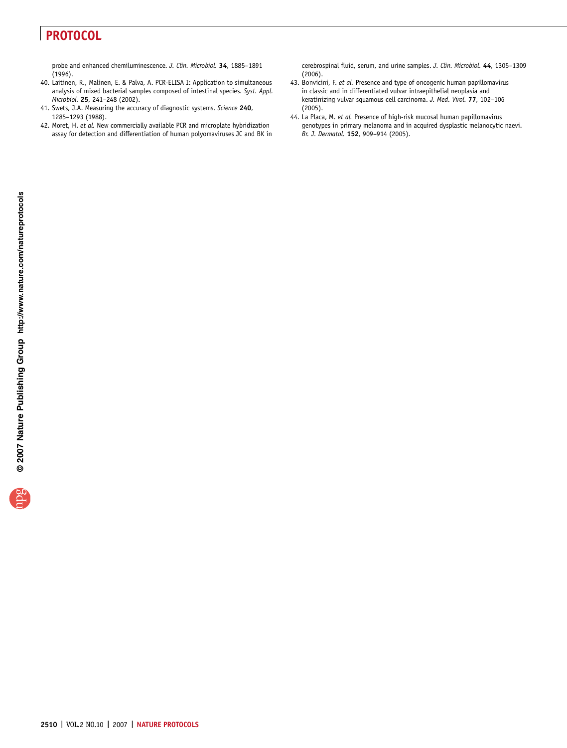probe and enhanced chemiluminescence. *J. Clin. Microbiol.* **34**, 1885–1891 (1996).

40. Laitinen, R., Malinen, E. & Palva, A. PCR-ELISA I: Application to simultaneous analysis of mixed bacterial samples composed of intestinal species. *Syst. Appl. Microbiol.* **25**, 241–248 (2002).
41. Swets, J.A. Measuring the accuracy of diagnostic systems. *Science* **240**, 1285–1293 (1988).
42. Moret, H. *et al.* New commercially available PCR and microplate hybridization assay for detection and differentiation of human polyomaviruses JC and BK in cerebrospinal fluid, serum, and urine samples. *J. Clin. Microbiol.* **44**, 1305–1309 (2006).
43. Bonvicini, F. *et al.* Presence and type of oncogenic human papillomavirus in classic and in differentiated vulvar intraepithelial neoplasia and keratinizing vulvar squamous cell carcinoma. *J. Med. Virol.* **77**, 102–106 (2005).
44. La Placa, M. *et al.* Presence of high-risk mucosal human papillomavirus genotypes in primary melanoma and in acquired dysplastic melanocytic naevi. *Br. J. Dermatol.* **152**, 909–914 (2005).